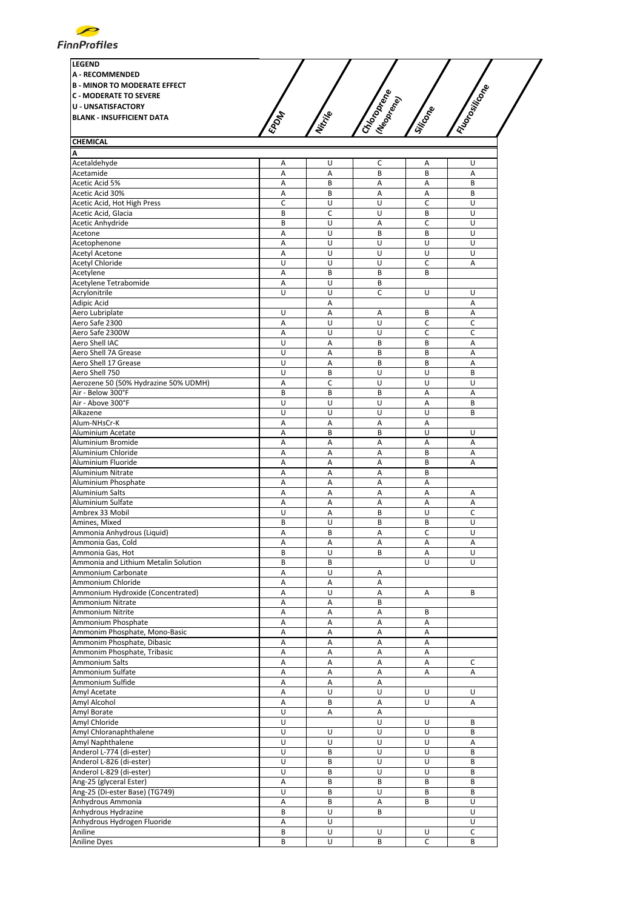**LEGEND**

**A - RECOMMENDED**

**B - MINOR TO MODERATE EFFECT**

**C - MODERATE TO SEVERE**

**U - UNSATISFACTORY**

**BLANK - INSUFFICIENT DATA**

| CHEMICAL | EPDM | Nitrile | Chloroprene (Neoprene) | Silicone | Fluorosilicone |
|---|---|---|---|---|---|
| **A** | | | | | |
| Acetaldehyde | A | U | C | A | U |
| Acetamide | A | A | B | B | A |
| Acetic Acid 5% | A | B | A | A | B |
| Acetic Acid 30% | A | B | A | A | B |
| Acetic Acid, Hot High Press | C | U | U | C | U |
| Acetic Acid, Glacia | B | C | U | B | U |
| Acetic Anhydride | B | U | A | C | U |
| Acetone | A | U | B | B | U |
| Acetophenone | A | U | U | U | U |
| Acetyl Acetone | A | U | U | U | U |
| Acetyl Chloride | U | U | U | C | A |
| Acetylene | A | B | B | B | |
| Acetylene Tetrabomide | A | U | B | | |
| Acrylonitrile | U | U | C | U | U |
| Adipic Acid | | A | | | A |
| Aero Lubriplate | U | A | A | B | A |
| Aero Safe 2300 | A | U | U | C | C |
| Aero Safe 2300W | A | U | U | C | C |
| Aero Shell IAC | U | A | B | B | A |
| Aero Shell 7A Grease | U | A | B | B | A |
| Aero Shell 17 Grease | U | A | B | B | A |
| Aero Shell 750 | U | B | U | U | B |
| Aerozene 50 (50% Hydrazine 50% UDMH) | A | C | U | U | U |
| Air - Below 300°F | B | B | B | A | A |
| Air - Above 300°F | U | U | U | A | B |
| Alkazene | U | U | U | U | B |
| Alum-$NH_3$Cr-K | A | A | A | A | |
| Aluminium Acetate | A | B | B | U | U |
| Aluminium Bromide | A | A | A | A | A |
| Aluminium Chloride | A | A | A | B | A |
| Aluminium Fluoride | A | A | A | B | A |
| Aluminium Nitrate | A | A | A | B | |
| Aluminium Phosphate | A | A | A | A | |
| Aluminium Salts | A | A | A | A | A |
| Aluminium Sulfate | A | A | A | A | A |
| Ambrex 33 Mobil | U | A | B | U | C |
| Amines, Mixed | B | U | B | B | U |
| Ammonia Anhydrous (Liquid) | A | B | A | C | U |
| Ammonia Gas, Cold | A | A | A | A | A |
| Ammonia Gas, Hot | B | U | B | A | U |
| Ammonia and Lithium Metalin Solution | B | B | | U | U |
| Ammonium Carbonate | A | U | A | | |
| Ammonium Chloride | A | A | A | | |
| Ammonium Hydroxide (Concentrated) | A | U | A | A | B |
| Ammonium Nitrate | A | A | B | | |
| Ammonium Nitrite | A | A | A | B | |
| Ammonium Phosphate | A | A | A | A | |
| Ammonim Phosphate, Mono-Basic | A | A | A | A | |
| Ammonim Phosphate, Dibasic | A | A | A | A | |
| Ammonim Phosphate, Tribasic | A | A | A | A | |
| Ammonium Salts | A | A | A | A | C |
| Ammonium Sulfate | A | A | A | A | A |
| Ammonium Sulfide | A | A | A | | |
| Amyl Acetate | A | U | U | U | U |
| Amyl Alcohol | A | B | A | U | A |
| Amyl Borate | U | A | A | | |
| Amyl Chloride | U | | U | U | B |
| Amyl Chloranaphthalene | U | U | U | U | B |
| Amyl Naphthalene | U | U | U | U | A |
| Anderol L-774 (di-ester) | U | B | U | U | B |
| Anderol L-826 (di-ester) | U | B | U | U | B |
| Anderol L-829 (di-ester) | U | B | U | U | B |
| Ang-25 (glyceral Ester) | A | B | B | B | B |
| Ang-25 (Di-ester Base) (TG749) | U | B | U | B | B |
| Anhydrous Ammonia | A | B | A | B | U |
| Anhydrous Hydrazine | B | U | B | | U |
| Anhydrous Hydrogen Fluoride | A | U | | | U |
| Aniline | B | U | U | U | C |
| Aniline Dyes | B | U | B | C | B |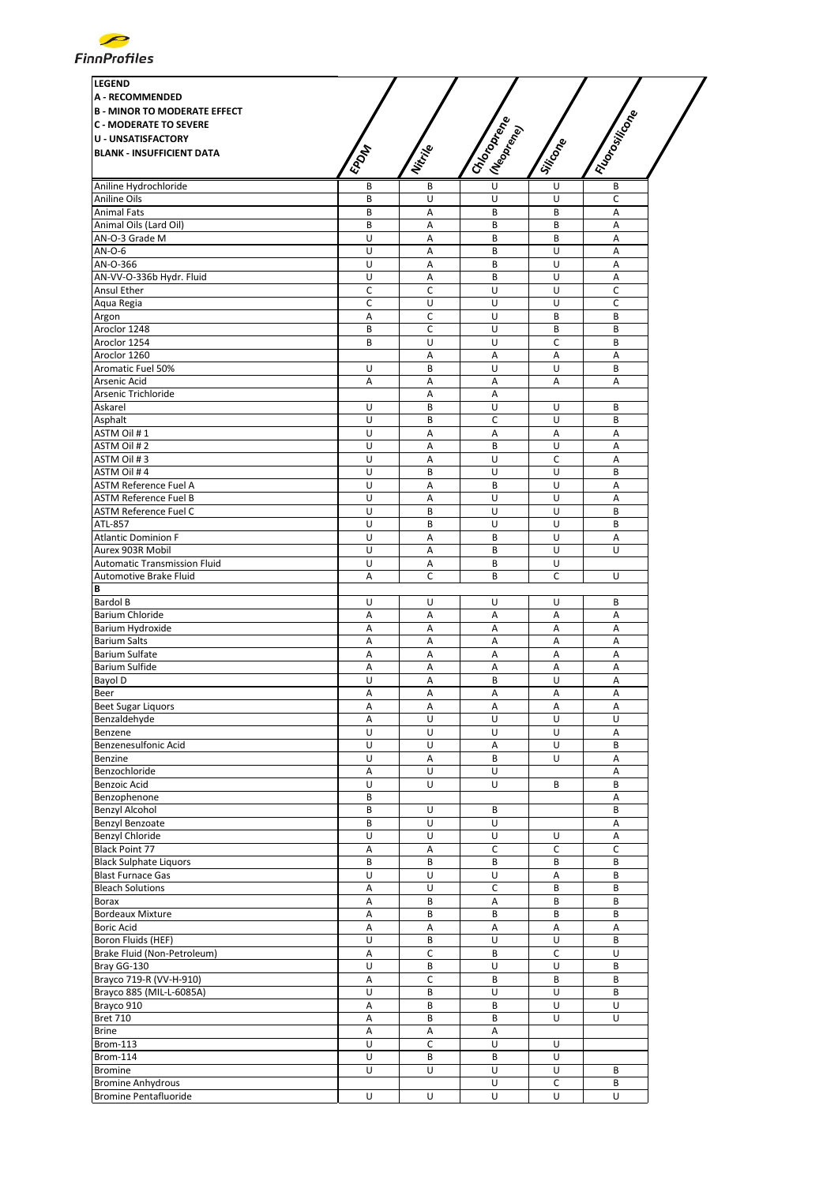| LEGEND<br>A - RECOMMENDED<br>B - MINOR TO MODERATE EFFECT<br>C - MODERATE TO SEVERE<br>U - UNSATISFACTORY<br>BLANK - INSUFFICIENT DATA | EPDM | Nitrile | Chloroprene (Neoprene) | Silicone | Fluorosilicone |
|---|---|---|---|---|---|
| Aniline Hydrochloride | B | B | U | U | B |
| Aniline Oils | B | U | U | U | C |
| Animal Fats | B | A | B | B | A |
| Animal Oils (Lard Oil) | B | A | B | B | A |
| AN-O-3 Grade M | U | A | B | B | A |
| AN-O-6 | U | A | B | U | A |
| AN-O-366 | U | A | B | U | A |
| AN-VV-O-336b Hydr. Fluid | U | A | B | U | A |
| Ansul Ether | C | C | U | U | C |
| Aqua Regia | C | U | U | U | C |
| Argon | A | C | U | B | B |
| Aroclor 1248 | B | C | U | B | B |
| Aroclor 1254 | B | U | U | C | B |
| Aroclor 1260 | | A | A | A | A |
| Aromatic Fuel 50% | U | B | U | U | B |
| Arsenic Acid | A | A | A | A | A |
| Arsenic Trichloride | | A | A | | |
| Askarel | U | B | U | U | B |
| Asphalt | U | B | C | U | B |
| ASTM Oil # 1 | U | A | A | A | A |
| ASTM Oil # 2 | U | A | B | U | A |
| ASTM Oil # 3 | U | A | U | C | A |
| ASTM Oil # 4 | U | B | U | U | B |
| ASTM Reference Fuel A | U | A | B | U | A |
| ASTM Reference Fuel B | U | A | U | U | A |
| ASTM Reference Fuel C | U | B | U | U | B |
| ATL-857 | U | B | U | U | B |
| Atlantic Dominion F | U | A | B | U | A |
| Aurex 903R Mobil | U | A | B | U | U |
| Automatic Transmission Fluid | U | A | B | U | |
| Automotive Brake Fluid | A | C | B | C | U |
| **B** | | | | | |
| Bardol B | U | U | U | U | B |
| Barium Chloride | A | A | A | A | A |
| Barium Hydroxide | A | A | A | A | A |
| Barium Salts | A | A | A | A | A |
| Barium Sulfate | A | A | A | A | A |
| Barium Sulfide | A | A | A | A | A |
| Bayol D | U | A | B | U | A |
| Beer | A | A | A | A | A |
| Beet Sugar Liquors | A | A | A | A | A |
| Benzaldehyde | A | U | U | U | U |
| Benzene | U | U | U | U | A |
| Benzenesulfonic Acid | U | U | A | U | B |
| Benzine | U | A | B | U | A |
| Benzochloride | A | U | U | | A |
| Benzoic Acid | U | U | U | B | B |
| Benzophenone | B | | | | A |
| Benzyl Alcohol | B | U | B | | B |
| Benzyl Benzoate | B | U | U | | A |
| Benzyl Chloride | U | U | U | U | A |
| Black Point 77 | A | A | C | C | C |
| Black Sulphate Liquors | B | B | B | B | B |
| Blast Furnace Gas | U | U | U | A | B |
| Bleach Solutions | A | U | C | B | B |
| Borax | A | B | A | B | B |
| Bordeaux Mixture | A | B | B | B | B |
| Boric Acid | A | A | A | A | A |
| Boron Fluids (HEF) | U | B | U | U | B |
| Brake Fluid (Non-Petroleum) | A | C | B | C | U |
| Bray GG-130 | U | B | U | U | B |
| Brayco 719-R (VV-H-910) | A | C | B | B | B |
| Brayco 885 (MIL-L-6085A) | U | B | U | U | B |
| Brayco 910 | A | B | B | U | U |
| Bret 710 | A | B | B | U | U |
| Brine | A | A | A | | |
| Brom-113 | U | C | U | U | |
| Brom-114 | U | B | B | U | |
| Bromine | U | U | U | U | B |
| Bromine Anhydrous | | | U | C | B |
| Bromine Pentafluoride | U | U | U | U | U |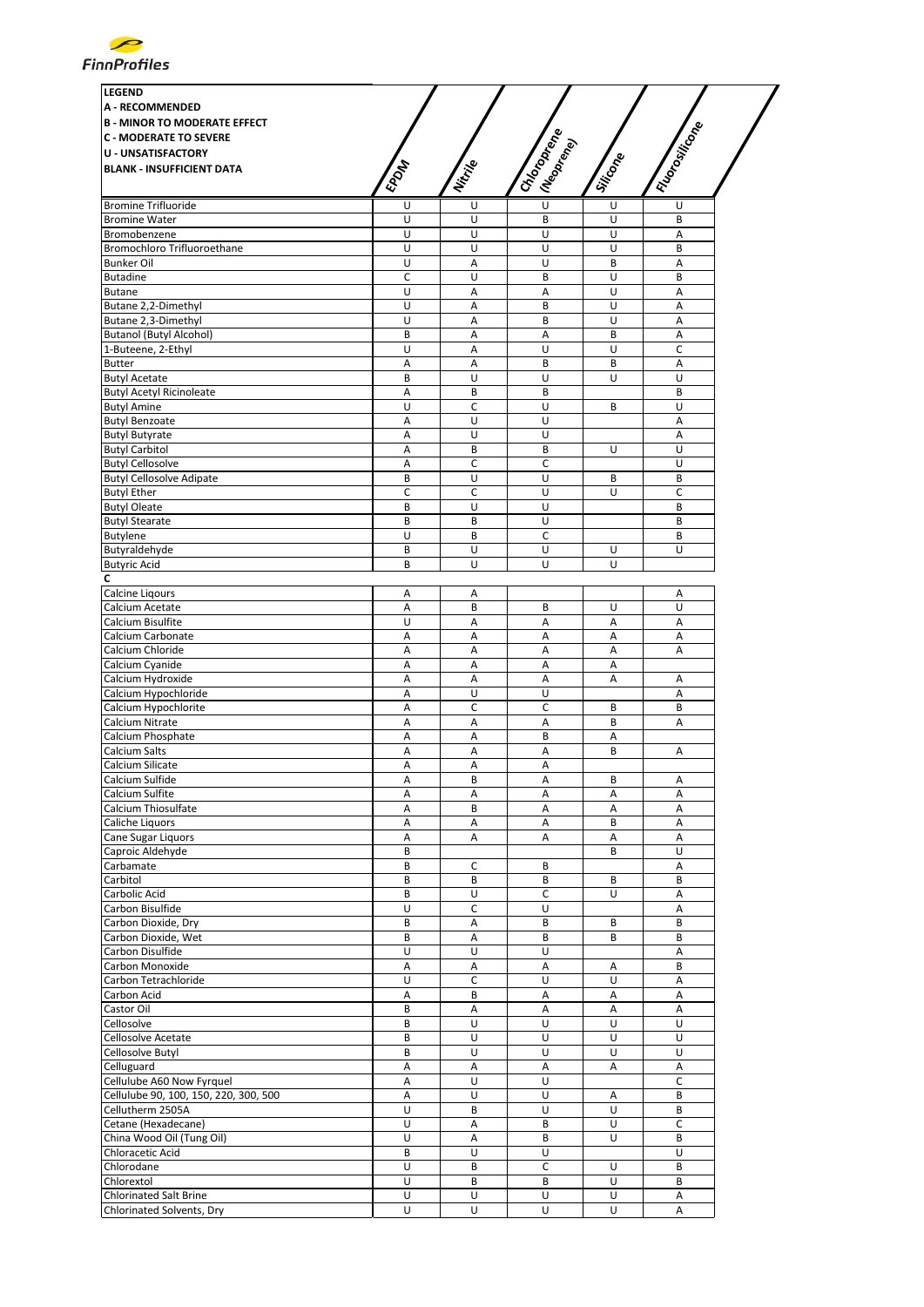| LEGEND<br>A - RECOMMENDED<br>B - MINOR TO MODERATE EFFECT<br>C - MODERATE TO SEVERE<br>U - UNSATISFACTORY<br>BLANK - INSUFFICIENT DATA | EPDM | Nitrile | Chloroprene (Neoprene) | Silicone | Fluorosilicone |
|---|---|---|---|---|---|
| Bromine Trifluoride | U | U | U | U | U |
| Bromine Water | U | U | B | U | B |
| Bromobenzene | U | U | U | U | A |
| Bromochloro Trifluoroethane | U | U | U | U | B |
| Bunker Oil | U | A | U | B | A |
| Butadine | C | U | B | U | B |
| Butane | U | A | A | U | A |
| Butane 2,2-Dimethyl | U | A | B | U | A |
| Butane 2,3-Dimethyl | U | A | B | U | A |
| Butanol (Butyl Alcohol) | B | A | A | B | A |
| 1-Buteene, 2-Ethyl | U | A | U | U | C |
| Butter | A | A | B | B | A |
| Butyl Acetate | B | U | U | U | U |
| Butyl Acetyl Ricinoleate | A | B | B | | B |
| Butyl Amine | U | C | U | B | U |
| Butyl Benzoate | A | U | U | | A |
| Butyl Butyrate | A | U | U | | A |
| Butyl Carbitol | A | B | B | U | U |
| Butyl Cellosolve | A | C | C | | U |
| Butyl Cellosolve Adipate | B | U | U | B | B |
| Butyl Ether | C | C | U | U | C |
| Butyl Oleate | B | U | U | | B |
| Butyl Stearate | B | B | U | | B |
| Butylene | U | B | C | | B |
| Butyraldehyde | B | U | U | U | U |
| Butyric Acid | B | U | U | U | |
| **C** | | | | | |
| Calcine Liqours | A | A | | | A |
| Calcium Acetate | A | B | B | U | U |
| Calcium Bisulfite | U | A | A | A | A |
| Calcium Carbonate | A | A | A | A | A |
| Calcium Chloride | A | A | A | A | A |
| Calcium Cyanide | A | A | A | A | |
| Calcium Hydroxide | A | A | A | A | A |
| Calcium Hypochloride | A | U | U | | A |
| Calcium Hypochlorite | A | C | C | B | B |
| Calcium Nitrate | A | A | A | B | A |
| Calcium Phosphate | A | A | B | A | |
| Calcium Salts | A | A | A | B | A |
| Calcium Silicate | A | A | A | | |
| Calcium Sulfide | A | B | A | B | A |
| Calcium Sulfite | A | A | A | A | A |
| Calcium Thiosulfate | A | B | A | A | A |
| Caliche Liquors | A | A | A | B | A |
| Cane Sugar Liquors | A | A | A | A | A |
| Caproic Aldehyde | B | | | B | U |
| Carbamate | B | C | B | | A |
| Carbitol | B | B | B | B | B |
| Carbolic Acid | B | U | C | U | A |
| Carbon Bisulfide | U | C | U | | A |
| Carbon Dioxide, Dry | B | A | B | B | B |
| Carbon Dioxide, Wet | B | A | B | B | B |
| Carbon Disulfide | U | U | U | | A |
| Carbon Monoxide | A | A | A | A | B |
| Carbon Tetrachloride | U | C | U | U | A |
| Carbon Acid | A | B | A | A | A |
| Castor Oil | B | A | A | A | A |
| Cellosolve | B | U | U | U | U |
| Cellosolve Acetate | B | U | U | U | U |
| Cellosolve Butyl | B | U | U | U | U |
| Celluguard | A | A | A | A | A |
| Cellulube A60 Now Fyrquel | A | U | U | | C |
| Cellulube 90, 100, 150, 220, 300, 500 | A | U | U | A | B |
| Cellutherm 2505A | U | B | U | U | B |
| Cetane (Hexadecane) | U | A | B | U | C |
| China Wood Oil (Tung Oil) | U | A | B | U | B |
| Chloracetic Acid | B | U | U | | U |
| Chlorodane | U | B | C | U | B |
| Chlorextol | U | B | B | U | B |
| Chlorinated Salt Brine | U | U | U | U | A |
| Chlorinated Solvents, Dry | U | U | U | U | A |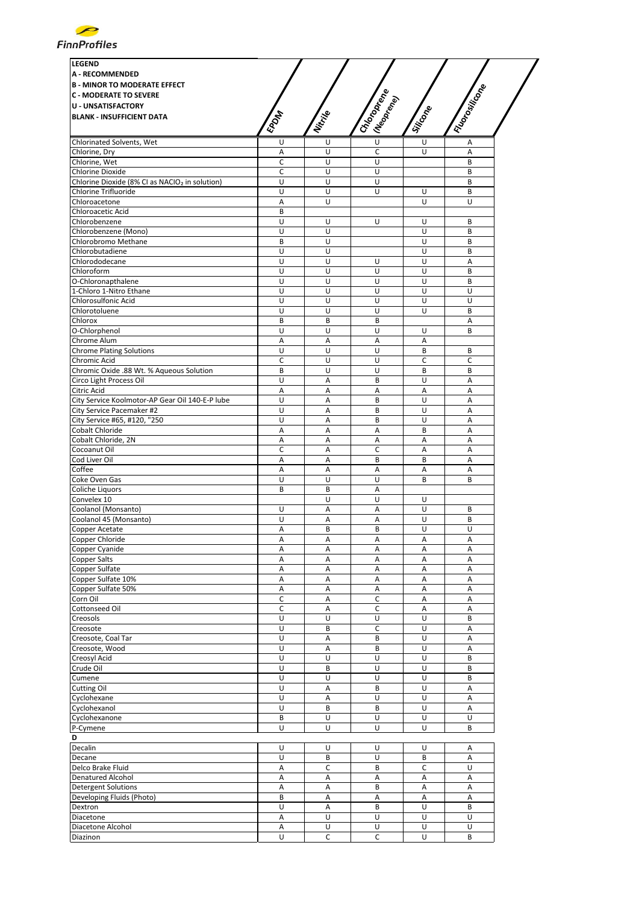**LEGEND**
**A - RECOMMENDED**
**B - MINOR TO MODERATE EFFECT**
**C - MODERATE TO SEVERE**
**U - UNSATISFACTORY**
**BLANK - INSUFFICIENT DATA**

| | EPDM | Nitrile | Chloroprene (Neoprene) | Silicone | Fluorosilicone |
|---|---|---|---|---|---|
| Chlorinated Solvents, Wet | U | U | U | U | A |
| Chlorine, Dry | A | U | C | U | A |
| Chlorine, Wet | C | U | U | | B |
| Chlorine Dioxide | C | U | U | | B |
| Chlorine Dioxide (8% Cl as $NaClO_2$ in solution) | U | U | U | | B |
| Chlorine Trifluoride | U | U | U | U | B |
| Chloroacetone | A | U | | U | U |
| Chloroacetic Acid | B | | | | |
| Chlorobenzene | U | U | U | U | B |
| Chlorobenzene (Mono) | U | U | | U | B |
| Chlorobromo Methane | B | U | | U | B |
| Chlorobutadiene | U | U | | U | B |
| Chlorododecane | U | U | U | U | A |
| Chloroform | U | U | U | U | B |
| O-Chloronapthalene | U | U | U | U | B |
| 1-Chloro 1-Nitro Ethane | U | U | U | U | U |
| Chlorosulfonic Acid | U | U | U | U | U |
| Chlorotoluene | U | U | U | U | B |
| Chlorox | B | B | B | | A |
| O-Chlorphenol | U | U | U | U | B |
| Chrome Alum | A | A | A | A | |
| Chrome Plating Solutions | U | U | U | B | B |
| Chromic Acid | C | U | U | C | C |
| Chromic Oxide .88 Wt. % Aqueous Solution | B | U | U | B | B |
| Circo Light Process Oil | U | A | B | U | A |
| Citric Acid | A | A | A | A | A |
| City Service Koolmotor-AP Gear Oil 140-E-P lube | U | A | B | U | A |
| City Service Pacemaker #2 | U | A | B | U | A |
| City Service #65, #120, "250 | U | A | B | U | A |
| Cobalt Chloride | A | A | A | B | A |
| Cobalt Chloride, 2N | A | A | A | A | A |
| Cocoanut Oil | C | A | C | A | A |
| Cod Liver Oil | A | A | B | B | A |
| Coffee | A | A | A | A | A |
| Coke Oven Gas | U | U | U | B | B |
| Coliche Liquors | B | B | A | | |
| Convelex 10 | | U | U | U | |
| Coolanol (Monsanto) | U | A | A | U | B |
| Coolanol 45 (Monsanto) | U | A | A | U | B |
| Copper Acetate | A | B | B | U | U |
| Copper Chloride | A | A | A | A | A |
| Copper Cyanide | A | A | A | A | A |
| Copper Salts | A | A | A | A | A |
| Copper Sulfate | A | A | A | A | A |
| Copper Sulfate 10% | A | A | A | A | A |
| Copper Sulfate 50% | A | A | A | A | A |
| Corn Oil | C | A | C | A | A |
| Cottonseed Oil | C | A | C | A | A |
| Creosols | U | U | U | U | B |
| Creosote | U | B | C | U | A |
| Creosote, Coal Tar | U | A | B | U | A |
| Creosote, Wood | U | A | B | U | A |
| Creosyl Acid | U | U | U | U | B |
| Crude Oil | U | B | U | U | B |
| Cumene | U | U | U | U | B |
| Cutting Oil | U | A | B | U | A |
| Cyclohexane | U | A | U | U | A |
| Cyclohexanol | U | B | B | U | A |
| Cyclohexanone | B | U | U | U | U |
| P-Cymene | U | U | U | U | B |
| **D** | | | | | |
| Decalin | U | U | U | U | A |
| Decane | U | B | U | B | A |
| Delco Brake Fluid | A | C | B | C | U |
| Denatured Alcohol | A | A | A | A | A |
| Detergent Solutions | A | A | B | A | A |
| Developing Fluids (Photo) | B | A | A | A | A |
| Dextron | U | A | B | U | B |
| Diacetone | A | U | U | U | U |
| Diacetone Alcohol | A | U | U | U | U |
| Diazinon | U | C | C | U | B |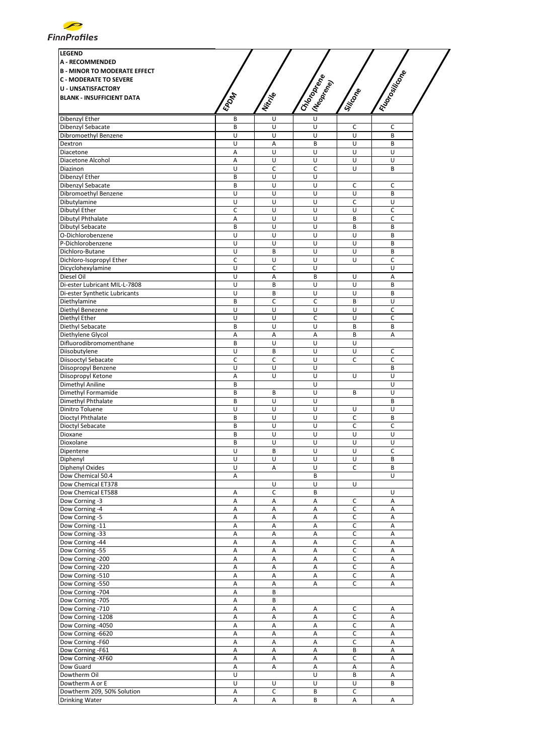| LEGEND<br>A - RECOMMENDED<br>B - MINOR TO MODERATE EFFECT<br>C - MODERATE TO SEVERE<br>U - UNSATISFACTORY<br>BLANK - INSUFFICIENT DATA | EPDM | Nitrile | Chloroprene (Neoprene) | Silicone | Fluorosilicone |
|---|---|---|---|---|---|
| Dibenzyl Ether | B | U | U | | |
| Dibenzyl Sebacate | B | U | U | C | C |
| Dibromoethyl Benzene | U | U | U | U | B |
| Dextron | U | A | B | U | B |
| Diacetone | A | U | U | U | U |
| Diacetone Alcohol | A | U | U | U | U |
| Diazinon | U | C | C | U | B |
| Dibenzyl Ether | B | U | U | | |
| Dibenzyl Sebacate | B | U | U | C | C |
| Dibromoethyl Benzene | U | U | U | U | B |
| Dibutylamine | U | U | U | C | U |
| Dibutyl Ether | C | U | U | U | C |
| Dibutyl Phthalate | A | U | U | B | C |
| Dibutyl Sebacate | B | U | U | B | B |
| O-Dichlorobenzene | U | U | U | U | B |
| P-Dichlorobenzene | U | U | U | U | B |
| Dichloro-Butane | U | B | U | U | B |
| Dichloro-Isopropyl Ether | C | U | U | U | C |
| Dicyclohexylamine | U | C | U | | U |
| Diesel Oil | U | A | B | U | A |
| Di-ester Lubricant MIL-L-7808 | U | B | U | U | B |
| Di-ester Synthetic Lubricants | U | B | U | U | B |
| Diethylamine | B | C | C | B | U |
| Diethyl Benezene | U | U | U | U | C |
| Diethyl Ether | U | U | C | U | C |
| Diethyl Sebacate | B | U | U | B | B |
| Diethylene Glycol | A | A | A | B | A |
| Difluorodibromomenthane | B | U | U | U | |
| Diisobutylene | U | B | U | U | C |
| Diisooctyl Sebacate | C | C | U | C | C |
| Diisopropyl Benzene | U | U | U | | B |
| Diisopropyl Ketone | A | U | U | U | U |
| Dimethyl Aniline | B | | U | | U |
| Dimethyl Formamide | B | B | U | B | U |
| Dimethyl Phthalate | B | U | U | | B |
| Dinitro Toluene | U | U | U | U | U |
| Dioctyl Phthalate | B | U | U | C | B |
| Dioctyl Sebacate | B | U | U | C | C |
| Dioxane | B | U | U | U | U |
| Dioxolane | B | U | U | U | U |
| Dipentene | U | B | U | U | C |
| Diphenyl | U | U | U | U | B |
| Diphenyl Oxides | U | A | U | C | B |
| Dow Chemical 50.4 | A | | B | | U |
| Dow Chemical ET378 | | U | U | U | |
| Dow Chemical ET588 | A | C | B | | U |
| Dow Corning -3 | A | A | A | C | A |
| Dow Corning -4 | A | A | A | C | A |
| Dow Corning -5 | A | A | A | C | A |
| Dow Corning -11 | A | A | A | C | A |
| Dow Corning -33 | A | A | A | C | A |
| Dow Corning -44 | A | A | A | C | A |
| Dow Corning -55 | A | A | A | C | A |
| Dow Corning -200 | A | A | A | C | A |
| Dow Corning -220 | A | A | A | C | A |
| Dow Corning -510 | A | A | A | C | A |
| Dow Corning -550 | A | A | A | C | A |
| Dow Corning -704 | A | B | | | |
| Dow Corning -705 | A | B | | | |
| Dow Corning -710 | A | A | A | C | A |
| Dow Corning -1208 | A | A | A | C | A |
| Dow Corning -4050 | A | A | A | C | A |
| Dow Corning -6620 | A | A | A | C | A |
| Dow Corning -F60 | A | A | A | C | A |
| Dow Corning -F61 | A | A | A | B | A |
| Dow Corning -XF60 | A | A | A | C | A |
| Dow Guard | A | A | A | A | A |
| Dowtherm Oil | U | | U | B | A |
| Dowtherm A or E | U | U | U | U | B |
| Dowtherm 209, 50% Solution | A | C | B | C | |
| Drinking Water | A | A | B | A | A |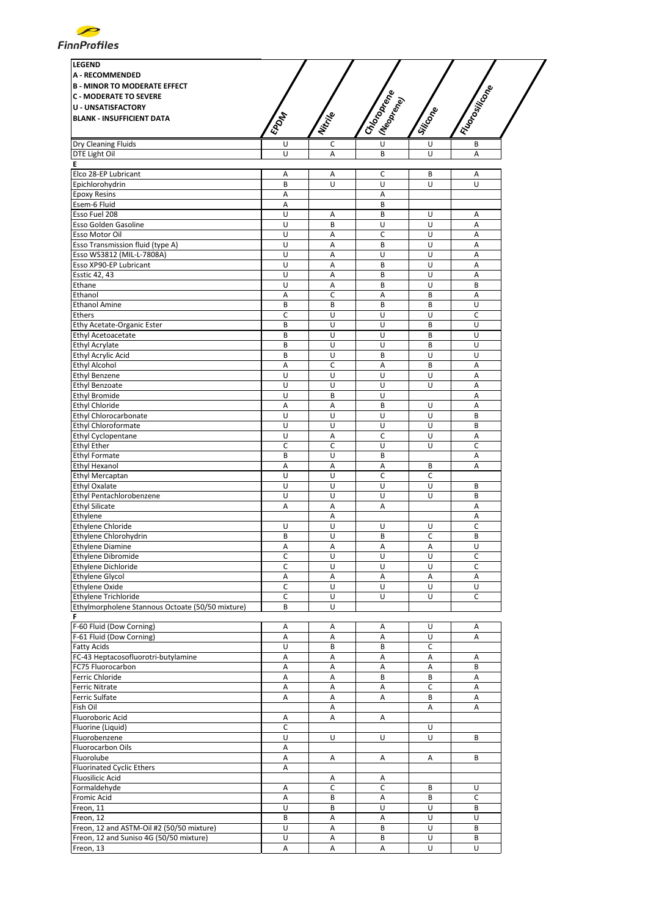| LEGEND<br>A - RECOMMENDED<br>B - MINOR TO MODERATE EFFECT<br>C - MODERATE TO SEVERE<br>U - UNSATISFACTORY<br>BLANK - INSUFFICIENT DATA | EPDM | Nitrile | Chloroprene (Neoprene) | Silicone | Fluorosilicone |
|---|---|---|---|---|---|
| Dry Cleaning Fluids | U | C | U | U | B |
| DTE Light Oil | U | A | B | U | A |
| **E** | | | | | |
| Elco 28-EP Lubricant | A | A | C | B | A |
| Epichlorohydrin | B | U | U | U | U |
| Epoxy Resins | A | | A | | |
| Esem-6 Fluid | A | | B | | |
| Esso Fuel 208 | U | A | B | U | A |
| Esso Golden Gasoline | U | B | U | U | A |
| Esso Motor Oil | U | A | C | U | A |
| Esso Transmission fluid (type A) | U | A | B | U | A |
| Esso WS3812 (MIL-L-7808A) | U | A | U | U | A |
| Esso XP90-EP Lubricant | U | A | B | U | A |
| Esstic 42, 43 | U | A | B | U | A |
| Ethane | U | A | B | U | B |
| Ethanol | A | C | A | B | A |
| Ethanol Amine | B | B | B | B | U |
| Ethers | C | U | U | U | C |
| Ethy Acetate-Organic Ester | B | U | U | B | U |
| Ethyl Acetoacetate | B | U | U | B | U |
| Ethyl Acrylate | B | U | U | B | U |
| Ethyl Acrylic Acid | B | U | B | U | U |
| Ethyl Alcohol | A | C | A | B | A |
| Ethyl Benzene | U | U | U | U | A |
| Ethyl Benzoate | U | U | U | U | A |
| Ethyl Bromide | U | B | U | | A |
| Ethyl Chloride | A | A | B | U | A |
| Ethyl Chlorocarbonate | U | U | U | U | B |
| Ethyl Chloroformate | U | U | U | U | B |
| Ethyl Cyclopentane | U | A | C | U | A |
| Ethyl Ether | C | C | U | U | C |
| Ethyl Formate | B | U | B | | A |
| Ethyl Hexanol | A | A | A | B | A |
| Ethyl Mercaptan | U | U | C | C | |
| Ethyl Oxalate | U | U | U | U | B |
| Ethyl Pentachlorobenzene | U | U | U | U | B |
| Ethyl Silicate | A | A | A | | A |
| Ethylene | | A | | | A |
| Ethylene Chloride | U | U | U | U | C |
| Ethylene Chlorohydrin | B | U | B | C | B |
| Ethylene Diamine | A | A | A | A | U |
| Ethylene Dibromide | C | U | U | U | C |
| Ethylene Dichloride | C | U | U | U | C |
| Ethylene Glycol | A | A | A | A | A |
| Ethylene Oxide | C | U | U | U | U |
| Ethylene Trichloride | C | U | U | U | C |
| Ethylmorpholene Stannous Octoate (50/50 mixture) | B | U | | | |
| **F** | | | | | |
| F-60 Fluid (Dow Corning) | A | A | A | U | A |
| F-61 Fluid (Dow Corning) | A | A | A | U | A |
| Fatty Acids | U | B | B | C | |
| FC-43 Heptacosofluorotri-butylamine | A | A | A | A | A |
| FC75 Fluorocarbon | A | A | A | A | B |
| Ferric Chloride | A | A | B | B | A |
| Ferric Nitrate | A | A | A | C | A |
| Ferric Sulfate | A | A | A | B | A |
| Fish Oil | | A | | A | A |
| Fluoroboric Acid | A | A | A | | |
| Fluorine (Liquid) | C | | | U | |
| Fluorobenzene | U | U | U | U | B |
| Fluorocarbon Oils | A | | | | |
| Fluorolube | A | A | A | A | B |
| Fluorinated Cyclic Ethers | A | | | | |
| Fluosilicic Acid | | A | A | | |
| Formaldehyde | A | C | C | B | U |
| Fromic Acid | A | B | A | B | C |
| Freon, 11 | U | B | U | U | B |
| Freon, 12 | B | A | A | U | U |
| Freon, 12 and ASTM-Oil #2 (50/50 mixture) | U | A | B | U | B |
| Freon, 12 and Suniso 4G (50/50 mixture) | U | A | B | U | B |
| Freon, 13 | A | A | A | U | U |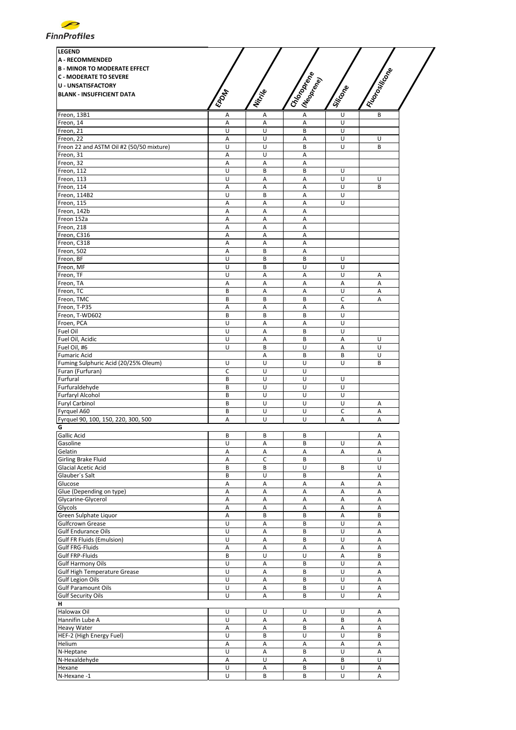| LEGEND<br>A - RECOMMENDED<br>B - MINOR TO MODERATE EFFECT<br>C - MODERATE TO SEVERE<br>U - UNSATISFACTORY<br>BLANK - INSUFFICIENT DATA | EPDM | Nitrile | Chloroprene (Neoprene) | Silicone | Fluorosilicone |
|---|---|---|---|---|---|
| Freon, 13B1 | A | A | A | U | B |
| Freon, 14 | A | A | A | U | |
| Freon, 21 | U | U | B | U | |
| Freon, 22 | A | U | A | U | U |
| Freon 22 and ASTM Oil #2 (50/50 mixture) | U | U | B | U | B |
| Freon, 31 | A | U | A | | |
| Freon, 32 | A | A | A | | |
| Freon, 112 | U | B | B | U | |
| Freon, 113 | U | A | A | U | U |
| Freon, 114 | A | A | A | U | B |
| Freon, 114B2 | U | B | A | U | |
| Freon, 115 | A | A | A | U | |
| Freon, 142b | A | A | A | | |
| Freon 152a | A | A | A | | |
| Freon, 218 | A | A | A | | |
| Freon, C316 | A | A | A | | |
| Freon, C318 | A | A | A | | |
| Freon, 502 | A | B | A | | |
| Freon, BF | U | B | B | U | |
| Freon, MF | U | B | U | U | |
| Freon, TF | U | A | A | U | A |
| Freon, TA | A | A | A | A | A |
| Freon, TC | B | A | A | U | A |
| Freon, TMC | B | B | B | C | A |
| Freon, T-P35 | A | A | A | A | |
| Freon, T-WD602 | B | B | B | U | |
| Froen, PCA | U | A | A | U | |
| Fuel Oil | U | A | B | U | |
| Fuel Oil, Acidic | U | A | B | A | U |
| Fuel Oil, #6 | U | B | U | A | U |
| Fumaric Acid | | A | B | B | U |
| Fuming Sulphuric Acid (20/25% Oleum) | U | U | U | U | B |
| Furan (Furfuran) | C | U | U | | |
| Furfural | B | U | U | U | |
| Furfuraldehyde | B | U | U | U | |
| Furfaryl Alcohol | B | U | U | U | |
| Furyl Carbinol | B | U | U | U | A |
| Fyrquel A60 | B | U | U | C | A |
| Fyrquel 90, 100, 150, 220, 300, 500 | A | U | U | A | A |
| **G** | | | | | |
| Gallic Acid | B | B | B | | A |
| Gasoline | U | A | B | U | A |
| Gelatin | A | A | A | A | A |
| Girling Brake Fluid | A | C | B | | U |
| Glacial Acetic Acid | B | B | U | B | U |
| Glauber´s Salt | B | U | B | | A |
| Glucose | A | A | A | A | A |
| Glue (Depending on type) | A | A | A | A | A |
| Glycarine-Glycerol | A | A | A | A | A |
| Glycols | A | A | A | A | A |
| Green Sulphate Liquor | A | B | B | A | B |
| Gulfcrown Grease | U | A | B | U | A |
| Gulf Endurance Oils | U | A | B | U | A |
| Gulf FR Fluids (Emulsion) | U | A | B | U | A |
| Gulf FRG-Fluids | A | A | A | A | A |
| Gulf FRP-Fluids | B | U | U | A | B |
| Gulf Harmony Oils | U | A | B | U | A |
| Gulf High Temperature Grease | U | A | B | U | A |
| Gulf Legion Oils | U | A | B | U | A |
| Gulf Paramount Oils | U | A | B | U | A |
| Gulf Security Oils | U | A | B | U | A |
| **H** | | | | | |
| Halowax Oil | U | U | U | U | A |
| Hannifin Lube A | U | A | A | B | A |
| Heavy Water | A | A | B | A | A |
| HEF-2 (High Energy Fuel) | U | B | U | U | B |
| Helium | A | A | A | A | A |
| N-Heptane | U | A | B | U | A |
| N-Hexaldehyde | A | U | A | B | U |
| Hexane | U | A | B | U | A |
| N-Hexane -1 | U | B | B | U | A |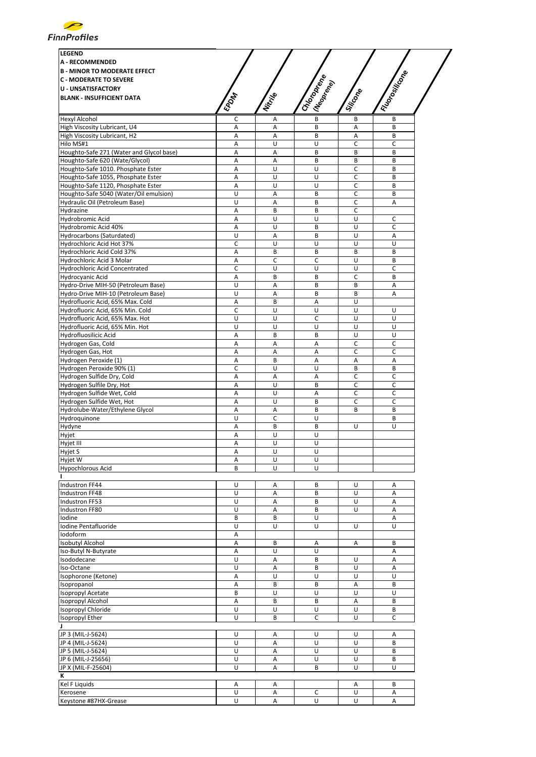| LEGEND<br>A - RECOMMENDED<br>B - MINOR TO MODERATE EFFECT<br>C - MODERATE TO SEVERE<br>U - UNSATISFACTORY<br>BLANK - INSUFFICIENT DATA | EPDM | Nitrile | Chloroprene (Neoprene) | Silicone | Fluorosilicone |
|---|---|---|---|---|---|
| Hexyl Alcohol | C | A | B | B | B |
| High Viscosity Lubricant, U4 | A | A | B | A | B |
| High Viscosity Lubricant, H2 | A | A | B | A | B |
| Hilo MS#1 | A | U | U | C | C |
| Houghto-Safe 271 (Water and Glycol base) | A | A | B | B | B |
| Houghto-Safe 620 (Wate/Glycol) | A | A | B | B | B |
| Houghto-Safe 1010. Phosphate Ester | A | U | U | C | B |
| Houghto-Safe 1055, Phosphate Ester | A | U | U | C | B |
| Houghto-Safe 1120, Phosphate Ester | A | U | U | C | B |
| Houghto-Safe 5040 (Water/Oil emulsion) | U | A | B | C | B |
| Hydraulic Oil (Petroleum Base) | U | A | B | C | A |
| Hydrazine | A | B | B | C | |
| Hydrobromic Acid | A | U | U | U | C |
| Hydrobromic Acid 40% | A | U | B | U | C |
| Hydrocarbons (Saturdated) | U | A | B | U | A |
| Hydrochloric Acid Hot 37% | C | U | U | U | U |
| Hydrochloric Acid Cold 37% | A | B | B | B | B |
| Hydrochloric Acid 3 Molar | A | C | C | U | B |
| Hydrochloric Acid Concentrated | C | U | U | U | C |
| Hydrocyanic Acid | A | B | B | C | B |
| Hydro-Drive MIH-50 (Petroleum Base) | U | A | B | B | A |
| Hydro-Drive MIH-10 (Petroleum Base) | U | A | B | B | A |
| Hydrofluoric Acid, 65% Max. Cold | A | B | A | U | |
| Hydrofluoric Acid, 65% Min. Cold | C | U | U | U | U |
| Hydrofluoric Acid, 65% Max. Hot | U | U | C | U | U |
| Hydrofluoric Acid, 65% Min. Hot | U | U | U | U | U |
| Hydrofluosilicic Acid | A | B | B | U | U |
| Hydrogen Gas, Cold | A | A | A | C | C |
| Hydrogen Gas, Hot | A | A | A | C | C |
| Hydrogen Peroxide (1) | A | B | A | A | A |
| Hydrogen Peroxide 90% (1) | C | U | U | B | B |
| Hydrogen Sulfide Dry, Cold | A | A | A | C | C |
| Hydrogen Sulfile Dry, Hot | A | U | B | C | C |
| Hydrogen Sulfide Wet, Cold | A | U | A | C | C |
| Hydrogen Sulfide Wet, Hot | A | U | B | C | C |
| Hydrolube-Water/Ethylene Glycol | A | A | B | B | B |
| Hydroquinone | U | C | U | | B |
| Hydyne | A | B | B | U | U |
| Hyjet | A | U | U | | |
| Hyjet III | A | U | U | | |
| Hyjet S | A | U | U | | |
| Hyjet W | A | U | U | | |
| Hypochlorous Acid | B | U | U | | |
| **I** | | | | | |
| Industron FF44 | U | A | B | U | A |
| Industron FF48 | U | A | B | U | A |
| Industron FF53 | U | A | B | U | A |
| Industron FF80 | U | A | B | U | A |
| Iodine | B | B | U | | A |
| Iodine Pentafluoride | U | U | U | U | U |
| Iodoform | A | | | | |
| Isobutyl Alcohol | A | B | A | A | B |
| Iso-Butyl N-Butyrate | A | U | U | | A |
| Isododecane | U | A | B | U | A |
| Iso-Octane | U | A | B | U | A |
| Isophorone (Ketone) | A | U | U | U | U |
| Isopropanol | A | B | B | A | B |
| Isopropyl Acetate | B | U | U | U | U |
| Isopropyl Alcohol | A | B | B | A | B |
| Isopropyl Chloride | U | U | U | U | B |
| Isopropyl Ether | U | B | C | U | C |
| **J** | | | | | |
| JP 3 (MIL-J-5624) | U | A | U | U | A |
| JP 4 (MIL-J-5624) | U | A | U | U | B |
| JP 5 (MIL-J-5624) | U | A | U | U | B |
| JP 6 (MIL-J-25656) | U | A | U | U | B |
| JP X (MIL-F-25604) | U | A | B | U | U |
| **K** | | | | | |
| Kel F Liquids | A | A | | A | B |
| Kerosene | U | A | C | U | A |
| Keystone #87HX-Grease | U | A | U | U | A |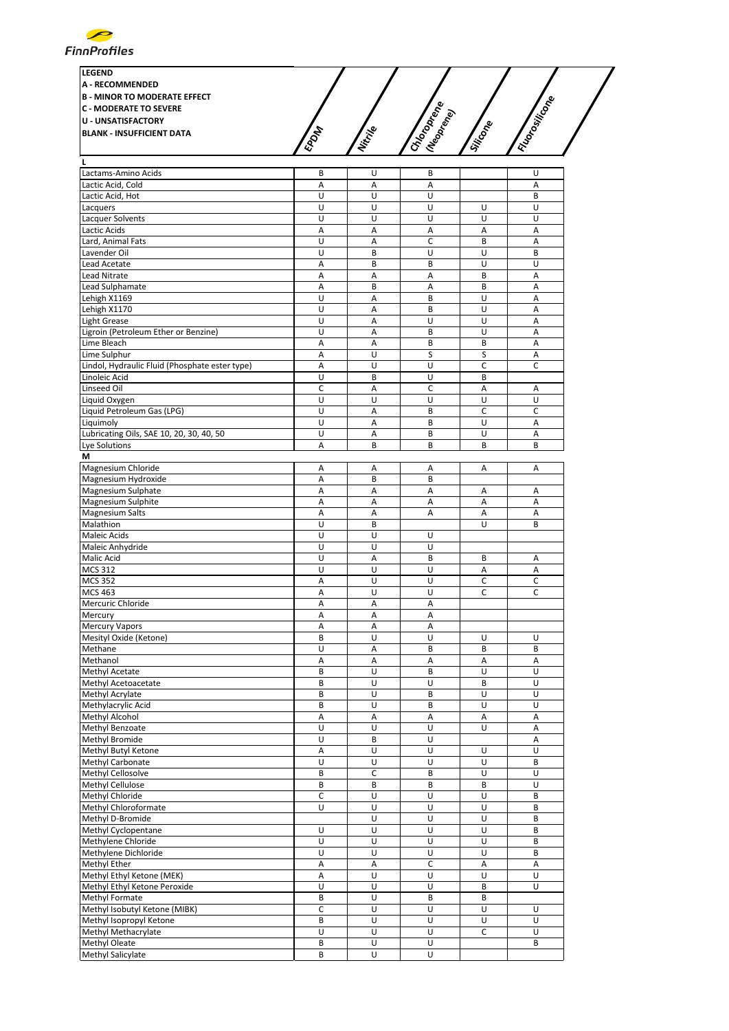| LEGEND<br>A - RECOMMENDED<br>B - MINOR TO MODERATE EFFECT<br>C - MODERATE TO SEVERE<br>U - UNSATISFACTORY<br>BLANK - INSUFFICIENT DATA | EPDM | Nitrile | Chloroprene (Neoprene) | Silicone | Fluorosilicone |
|---|---|---|---|---|---|
| **L** | | | | | |
| Lactams-Amino Acids | B | U | B | | U |
| Lactic Acid, Cold | A | A | A | | A |
| Lactic Acid, Hot | U | U | U | | B |
| Lacquers | U | U | U | U | U |
| Lacquer Solvents | U | U | U | U | U |
| Lactic Acids | A | A | A | A | A |
| Lard, Animal Fats | U | A | C | B | A |
| Lavender Oil | U | B | U | U | B |
| Lead Acetate | A | B | B | U | U |
| Lead Nitrate | A | A | A | B | A |
| Lead Sulphamate | A | B | A | B | A |
| Lehigh X1169 | U | A | B | U | A |
| Lehigh X1170 | U | A | B | U | A |
| Light Grease | U | A | U | U | A |
| Ligroin (Petroleum Ether or Benzine) | U | A | B | U | A |
| Lime Bleach | A | A | B | B | A |
| Lime Sulphur | A | U | S | S | A |
| Lindol, Hydraulic Fluid (Phosphate ester type) | A | U | U | C | C |
| Linoleic Acid | U | B | U | B | |
| Linseed Oil | C | A | C | A | A |
| Liquid Oxygen | U | U | U | U | U |
| Liquid Petroleum Gas (LPG) | U | A | B | C | C |
| Liquimoly | U | A | B | U | A |
| Lubricating Oils, SAE 10, 20, 30, 40, 50 | U | A | B | U | A |
| Lye Solutions | A | B | B | B | B |
| **M** | | | | | |
| Magnesium Chloride | A | A | A | A | A |
| Magnesium Hydroxide | A | B | B | | |
| Magnesium Sulphate | A | A | A | A | A |
| Magnesium Sulphite | A | A | A | A | A |
| Magnesium Salts | A | A | A | A | A |
| Malathion | U | B | | U | B |
| Maleic Acids | U | U | U | | |
| Maleic Anhydride | U | U | U | | |
| Malic Acid | U | A | B | B | A |
| MCS 312 | U | U | U | A | A |
| MCS 352 | A | U | U | C | C |
| MCS 463 | A | U | U | C | C |
| Mercuric Chloride | A | A | A | | |
| Mercury | A | A | A | | |
| Mercury Vapors | A | A | A | | |
| Mesityl Oxide (Ketone) | B | U | U | U | U |
| Methane | U | A | B | B | B |
| Methanol | A | A | A | A | A |
| Methyl Acetate | B | U | B | U | U |
| Methyl Acetoacetate | B | U | U | B | U |
| Methyl Acrylate | B | U | B | U | U |
| Methylacrylic Acid | B | U | B | U | U |
| Methyl Alcohol | A | A | A | A | A |
| Methyl Benzoate | U | U | U | U | A |
| Methyl Bromide | U | B | U | | A |
| Methyl Butyl Ketone | A | U | U | U | U |
| Methyl Carbonate | U | U | U | U | B |
| Methyl Cellosolve | B | C | B | U | U |
| Methyl Cellulose | B | B | B | B | U |
| Methyl Chloride | C | U | U | U | B |
| Methyl Chloroformate | U | U | U | U | B |
| Methyl D-Bromide | | U | U | U | B |
| Methyl Cyclopentane | U | U | U | U | B |
| Methylene Chloride | U | U | U | U | B |
| Methylene Dichloride | U | U | U | U | B |
| Methyl Ether | A | A | C | A | A |
| Methyl Ethyl Ketone (MEK) | A | U | U | U | U |
| Methyl Ethyl Ketone Peroxide | U | U | U | B | U |
| Methyl Formate | B | U | B | B | |
| Methyl Isobutyl Ketone (MIBK) | C | U | U | U | U |
| Methyl Isopropyl Ketone | B | U | U | U | U |
| Methyl Methacrylate | U | U | U | C | U |
| Methyl Oleate | B | U | U | | B |
| Methyl Salicylate | B | U | U | | |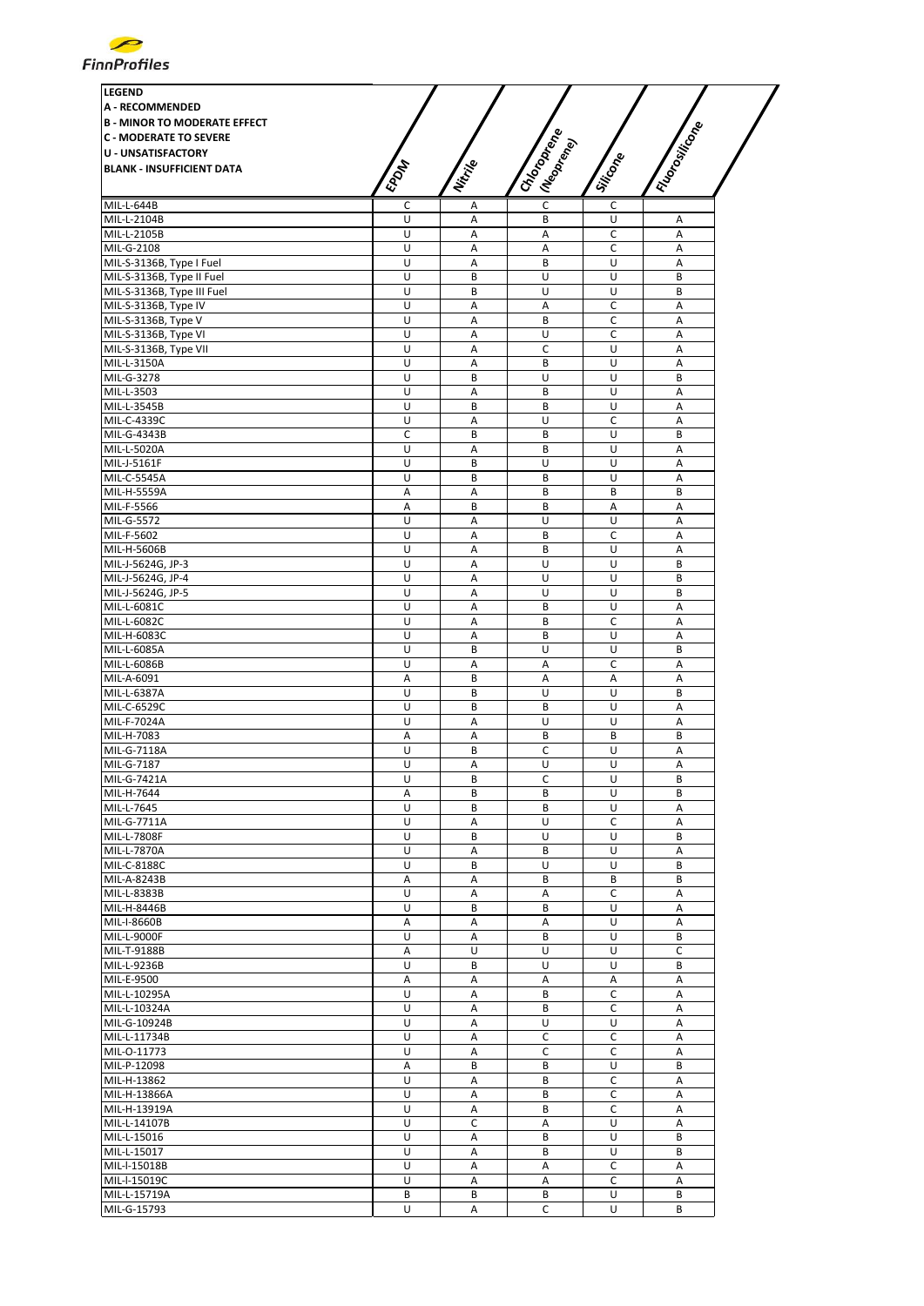| LEGEND<br>A - RECOMMENDED<br>B - MINOR TO MODERATE EFFECT<br>C - MODERATE TO SEVERE<br>U - UNSATISFACTORY<br>BLANK - INSUFFICIENT DATA | EPDM | Nitrile | Chloroprene (Neoprene) | Silicone | Fluorosilicone |
|---|---|---|---|---|---|
| MIL-L-644B | C | A | C | C | |
| MIL-L-2104B | U | A | B | U | A |
| MIL-L-2105B | U | A | A | C | A |
| MIL-G-2108 | U | A | A | C | A |
| MIL-S-3136B, Type I Fuel | U | A | B | U | A |
| MIL-S-3136B, Type II Fuel | U | B | U | U | B |
| MIL-S-3136B, Type III Fuel | U | B | U | U | B |
| MIL-S-3136B, Type IV | U | A | A | C | A |
| MIL-S-3136B, Type V | U | A | B | C | A |
| MIL-S-3136B, Type VI | U | A | U | C | A |
| MIL-S-3136B, Type VII | U | A | C | U | A |
| MIL-L-3150A | U | A | B | U | A |
| MIL-G-3278 | U | B | U | U | B |
| MIL-L-3503 | U | A | B | U | A |
| MIL-L-3545B | U | B | B | U | A |
| MIL-C-4339C | U | A | U | C | A |
| MIL-G-4343B | C | B | B | U | B |
| MIL-L-5020A | U | A | B | U | A |
| MIL-J-5161F | U | B | U | U | A |
| MIL-C-5545A | U | B | B | U | A |
| MIL-H-5559A | A | A | B | B | B |
| MIL-F-5566 | A | B | B | A | A |
| MIL-G-5572 | U | A | U | U | A |
| MIL-F-5602 | U | A | B | C | A |
| MIL-H-5606B | U | A | B | U | A |
| MIL-J-5624G, JP-3 | U | A | U | U | B |
| MIL-J-5624G, JP-4 | U | A | U | U | B |
| MIL-J-5624G, JP-5 | U | A | U | U | B |
| MIL-L-6081C | U | A | B | U | A |
| MIL-L-6082C | U | A | B | C | A |
| MIL-H-6083C | U | A | B | U | A |
| MIL-L-6085A | U | B | U | U | B |
| MIL-L-6086B | U | A | A | C | A |
| MIL-A-6091 | A | B | A | A | A |
| MIL-L-6387A | U | B | U | U | B |
| MIL-C-6529C | U | B | B | U | A |
| MIL-F-7024A | U | A | U | U | A |
| MIL-H-7083 | A | A | B | B | B |
| MIL-G-7118A | U | B | C | U | A |
| MIL-G-7187 | U | A | U | U | A |
| MIL-G-7421A | U | B | C | U | B |
| MIL-H-7644 | A | B | B | U | B |
| MIL-L-7645 | U | B | B | U | A |
| MIL-G-7711A | U | A | U | C | A |
| MIL-L-7808F | U | B | U | U | B |
| MIL-L-7870A | U | A | B | U | A |
| MIL-C-8188C | U | B | U | U | B |
| MIL-A-8243B | A | A | B | B | B |
| MIL-L-8383B | U | A | A | C | A |
| MIL-H-8446B | U | B | B | U | A |
| MIL-I-8660B | A | A | A | U | A |
| MIL-L-9000F | U | A | B | U | B |
| MIL-T-9188B | A | U | U | U | C |
| MIL-L-9236B | U | B | U | U | B |
| MIL-E-9500 | A | A | A | A | A |
| MIL-L-10295A | U | A | B | C | A |
| MIL-L-10324A | U | A | B | C | A |
| MIL-G-10924B | U | A | U | U | A |
| MIL-L-11734B | U | A | C | C | A |
| MIL-O-11773 | U | A | C | C | A |
| MIL-P-12098 | A | B | B | U | B |
| MIL-H-13862 | U | A | B | C | A |
| MIL-H-13866A | U | A | B | C | A |
| MIL-H-13919A | U | A | B | C | A |
| MIL-L-14107B | U | C | A | U | A |
| MIL-L-15016 | U | A | B | U | B |
| MIL-L-15017 | U | A | B | U | B |
| MIL-I-15018B | U | A | A | C | A |
| MIL-I-15019C | U | A | A | C | A |
| MIL-L-15719A | B | B | B | U | B |
| MIL-G-15793 | U | A | C | U | B |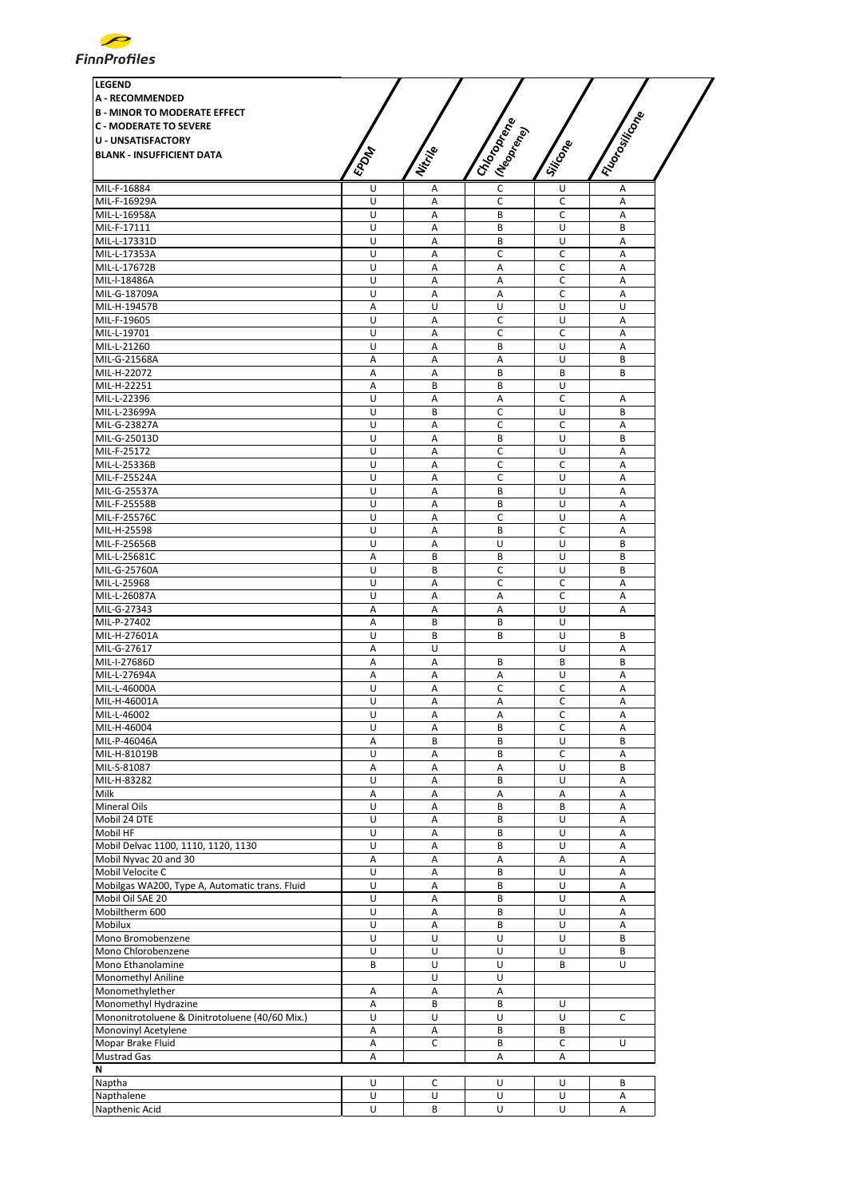| LEGEND<br>A - RECOMMENDED<br>B - MINOR TO MODERATE EFFECT<br>C - MODERATE TO SEVERE<br>U - UNSATISFACTORY<br>BLANK - INSUFFICIENT DATA | EPDM | Nitrile | Chloroprene (Neoprene) | Silicone | Fluorosilicone |
|---|---|---|---|---|---|
| MIL-F-16884 | U | A | C | U | A |
| MIL-F-16929A | U | A | C | C | A |
| MIL-L-16958A | U | A | B | C | A |
| MIL-F-17111 | U | A | B | U | B |
| MIL-L-17331D | U | A | B | U | A |
| MIL-L-17353A | U | A | C | C | A |
| MIL-L-17672B | U | A | A | C | A |
| MIL-I-18486A | U | A | A | C | A |
| MIL-G-18709A | U | A | A | C | A |
| MIL-H-19457B | A | U | U | U | U |
| MIL-F-19605 | U | A | C | U | A |
| MIL-L-19701 | U | A | C | C | A |
| MIL-L-21260 | U | A | B | U | A |
| MIL-G-21568A | A | A | A | U | B |
| MIL-H-22072 | A | A | B | B | B |
| MIL-H-22251 | A | B | B | U | |
| MIL-L-22396 | U | A | A | C | A |
| MIL-L-23699A | U | B | C | U | B |
| MIL-G-23827A | U | A | C | C | A |
| MIL-G-25013D | U | A | B | U | B |
| MIL-F-25172 | U | A | C | U | A |
| MIL-L-25336B | U | A | C | C | A |
| MIL-F-25524A | U | A | C | U | A |
| MIL-G-25537A | U | A | B | U | A |
| MIL-F-25558B | U | A | B | U | A |
| MIL-F-25576C | U | A | C | U | A |
| MIL-H-25598 | U | A | B | C | A |
| MIL-F-25656B | U | A | U | U | B |
| MIL-L-25681C | A | B | B | U | B |
| MIL-G-25760A | U | B | C | U | B |
| MIL-L-25968 | U | A | C | C | A |
| MIL-L-26087A | U | A | A | C | A |
| MIL-G-27343 | A | A | A | U | A |
| MIL-P-27402 | A | B | B | U | |
| MIL-H-27601A | U | B | B | U | B |
| MIL-G-27617 | A | U | | U | A |
| MIL-I-27686D | A | A | B | B | B |
| MIL-L-27694A | A | A | A | U | A |
| MIL-L-46000A | U | A | C | C | A |
| MIL-H-46001A | U | A | A | C | A |
| MIL-L-46002 | U | A | A | C | A |
| MIL-H-46004 | U | A | B | C | A |
| MIL-P-46046A | A | B | B | U | B |
| MIL-H-81019B | U | A | B | C | A |
| MIL-S-81087 | A | A | A | U | B |
| MIL-H-83282 | U | A | B | U | A |
| Milk | A | A | A | A | A |
| Mineral Oils | U | A | B | B | A |
| Mobil 24 DTE | U | A | B | U | A |
| Mobil HF | U | A | B | U | A |
| Mobil Delvac 1100, 1110, 1120, 1130 | U | A | B | U | A |
| Mobil Nyvac 20 and 30 | A | A | A | A | A |
| Mobil Velocite C | U | A | B | U | A |
| Mobilgas WA200, Type A, Automatic trans. Fluid | U | A | B | U | A |
| Mobil Oil SAE 20 | U | A | B | U | A |
| Mobiltherm 600 | U | A | B | U | A |
| Mobilux | U | A | B | U | A |
| Mono Bromobenzene | U | U | U | U | B |
| Mono Chlorobenzene | U | U | U | U | B |
| Mono Ethanolamine | B | U | U | B | U |
| Monomethyl Aniline | | U | U | | |
| Monomethylether | A | A | A | | |
| Monomethyl Hydrazine | A | B | B | U | |
| Mononitrotoluene & Dinitrotoluene (40/60 Mix.) | U | U | U | U | C |
| Monovinyl Acetylene | A | A | B | B | |
| Mopar Brake Fluid | A | C | B | C | U |
| Mustrad Gas | A | | A | A | |
| **N** | | | | | |
| Naptha | U | C | U | U | B |
| Napthalene | U | U | U | U | A |
| Napthenic Acid | U | B | U | U | A |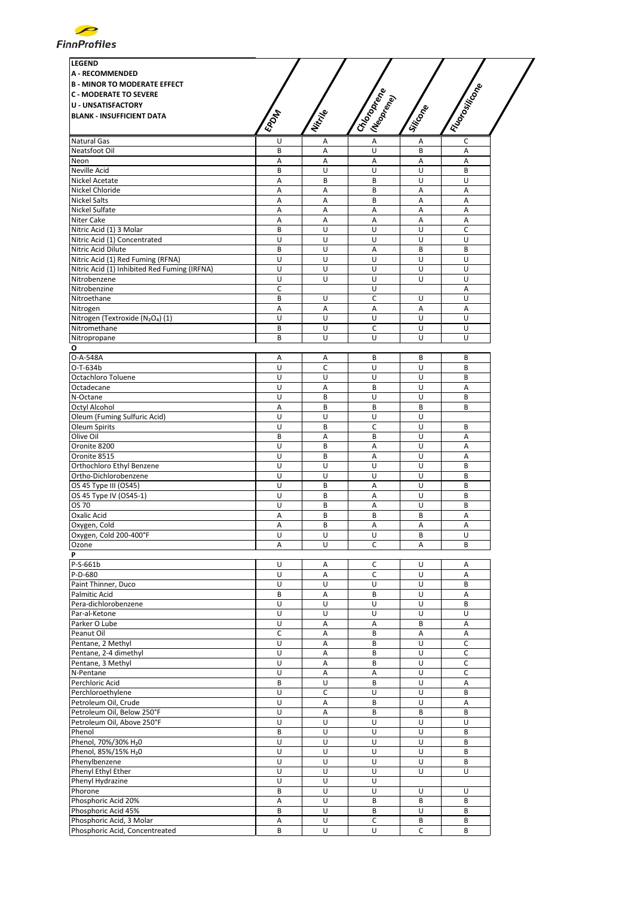**LEGEND**
**A - RECOMMENDED**
**B - MINOR TO MODERATE EFFECT**
**C - MODERATE TO SEVERE**
**U - UNSATISFACTORY**
**BLANK - INSUFFICIENT DATA**

| | EPDM | Nitrile | Chloroprene (Neoprene) | Silicone | Fluorosilicone |
|---|---|---|---|---|---|
| Natural Gas | U | A | A | A | C |
| Neatsfoot Oil | B | A | U | B | A |
| Neon | A | A | A | A | A |
| Neville Acid | B | U | U | U | B |
| Nickel Acetate | A | B | B | U | U |
| Nickel Chloride | A | A | B | A | A |
| Nickel Salts | A | A | B | A | A |
| Nickel Sulfate | A | A | A | A | A |
| Niter Cake | A | A | A | A | A |
| Nitric Acid (1) 3 Molar | B | U | U | U | C |
| Nitric Acid (1) Concentrated | U | U | U | U | U |
| Nitric Acid Dilute | B | U | A | B | B |
| Nitric Acid (1) Red Fuming (RFNA) | U | U | U | U | U |
| Nitric Acid (1) Inhibited Red Fuming (IRFNA) | U | U | U | U | U |
| Nitrobenzene | U | U | U | U | U |
| Nitrobenzine | C | | U | | A |
| Nitroethane | B | U | C | U | U |
| Nitrogen | A | A | A | A | A |
| Nitrogen (Textroxide ($N_2O_4$) (1) | U | U | U | U | U |
| Nitromethane | B | U | C | U | U |
| Nitropropane | B | U | U | U | U |
| **O** | | | | | |
| O-A-548A | A | A | B | B | B |
| O-T-634b | U | C | U | U | B |
| Octachloro Toluene | U | U | U | U | B |
| Octadecane | U | A | B | U | A |
| N-Octane | U | B | U | U | B |
| Octyl Alcohol | A | B | B | B | B |
| Oleum (Fuming Sulfuric Acid) | U | U | U | U | |
| Oleum Spirits | U | B | C | U | B |
| Olive Oil | B | A | B | U | A |
| Oronite 8200 | U | B | A | U | A |
| Oronite 8515 | U | B | A | U | A |
| Orthochloro Ethyl Benzene | U | U | U | U | B |
| Ortho-Dichlorobenzene | U | U | U | U | B |
| OS 45 Type III (OS45) | U | B | A | U | B |
| OS 45 Type IV (OS45-1) | U | B | A | U | B |
| OS 70 | U | B | A | U | B |
| Oxalic Acid | A | B | B | B | A |
| Oxygen, Cold | A | B | A | A | A |
| Oxygen, Cold 200-400°F | U | U | U | B | U |
| Ozone | A | U | C | A | B |
| **P** | | | | | |
| P-S-661b | U | A | C | U | A |
| P-D-680 | U | A | C | U | A |
| Paint Thinner, Duco | U | U | U | U | B |
| Palmitic Acid | B | A | B | U | A |
| Pera-dichlorobenzene | U | U | U | U | B |
| Par-al-Ketone | U | U | U | U | U |
| Parker O Lube | U | A | A | B | A |
| Peanut Oil | C | A | B | A | A |
| Pentane, 2 Methyl | U | A | B | U | C |
| Pentane, 2-4 dimethyl | U | A | B | U | C |
| Pentane, 3 Methyl | U | A | B | U | C |
| N-Pentane | U | A | A | U | C |
| Perchloric Acid | B | U | B | U | A |
| Perchloroethylene | U | C | U | U | B |
| Petroleum Oil, Crude | U | A | B | U | A |
| Petroleum Oil, Below 250°F | U | A | B | B | B |
| Petroleum Oil, Above 250°F | U | U | U | U | U |
| Phenol | B | U | U | U | B |
| Phenol, 70%/30% $H_2O$ | U | U | U | U | B |
| Phenol, 85%/15% $H_2O$ | U | U | U | U | B |
| Phenylbenzene | U | U | U | U | B |
| Phenyl Ethyl Ether | U | U | U | U | U |
| Phenyl Hydrazine | U | U | U | | |
| Phorone | B | U | U | U | U |
| Phosphoric Acid 20% | A | U | B | B | B |
| Phosphoric Acid 45% | B | U | B | U | B |
| Phosphoric Acid, 3 Molar | A | U | C | B | B |
| Phosphoric Acid, Concentreated | B | U | U | C | B |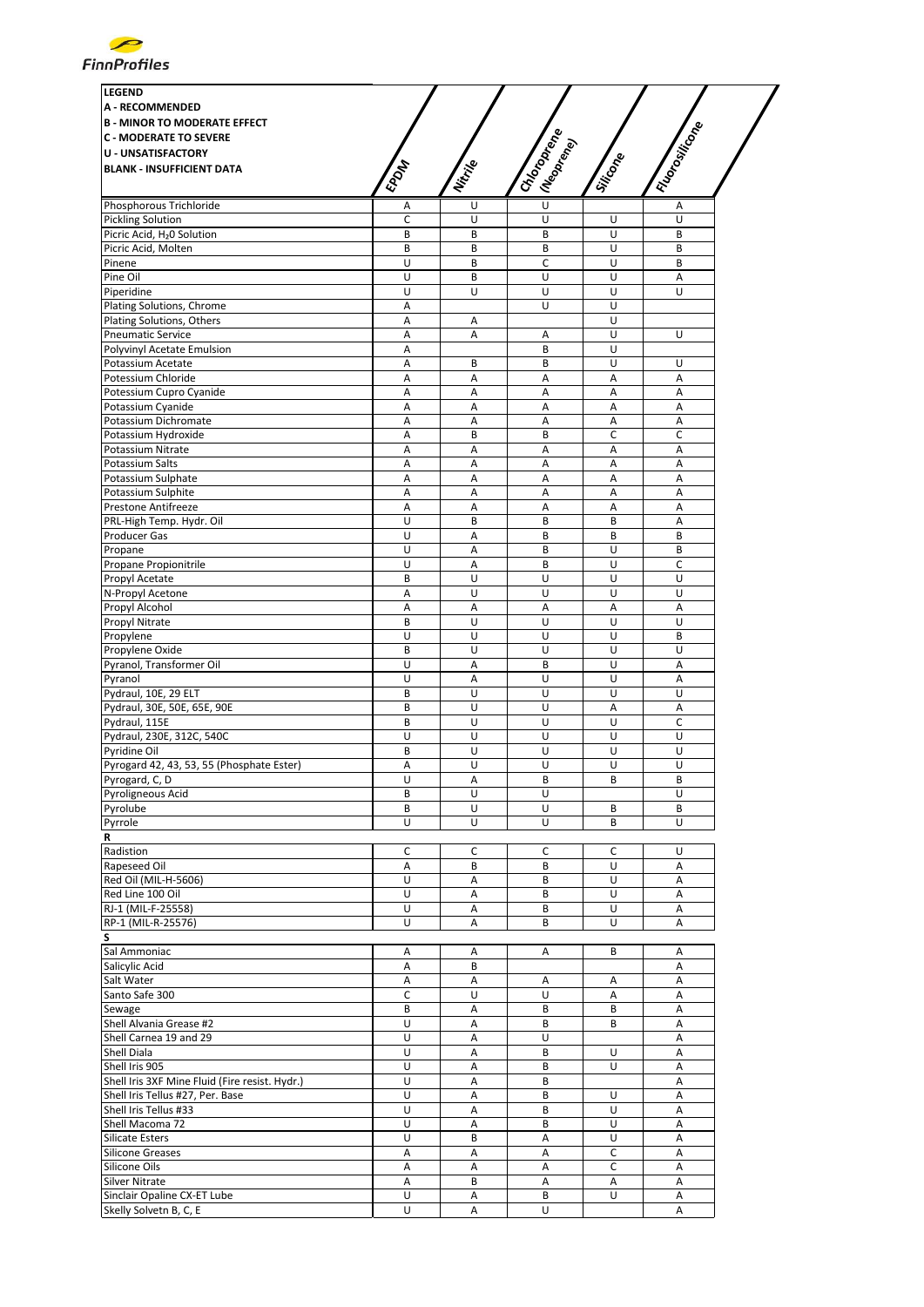**FinnProfiles**

| LEGEND<br>A - RECOMMENDED<br>B - MINOR TO MODERATE EFFECT<br>C - MODERATE TO SEVERE<br>U - UNSATISFACTORY<br>BLANK - INSUFFICIENT DATA | EPDM | Nitrile | Chloroprene (Neoprene) | Silicone | Fluorosilicone |
|---|---|---|---|---|---|
| Phosphorous Trichloride | A | U | U | | A |
| Pickling Solution | C | U | U | U | U |
| Picric Acid, $H_20$ Solution | B | B | B | U | B |
| Picric Acid, Molten | B | B | B | U | B |
| Pinene | U | B | C | U | B |
| Pine Oil | U | B | U | U | A |
| Piperidine | U | U | U | U | U |
| Plating Solutions, Chrome | A | | U | U | |
| Plating Solutions, Others | A | A | | U | |
| Pneumatic Service | A | A | A | U | U |
| Polyvinyl Acetate Emulsion | A | | B | U | |
| Potassium Acetate | A | B | B | U | U |
| Potessium Chloride | A | A | A | A | A |
| Potessium Cupro Cyanide | A | A | A | A | A |
| Potassium Cyanide | A | A | A | A | A |
| Potassium Dichromate | A | A | A | A | A |
| Potassium Hydroxide | A | B | B | C | C |
| Potassium Nitrate | A | A | A | A | A |
| Potassium Salts | A | A | A | A | A |
| Potassium Sulphate | A | A | A | A | A |
| Potassium Sulphite | A | A | A | A | A |
| Prestone Antifreeze | A | A | A | A | A |
| PRL-High Temp. Hydr. Oil | U | B | B | B | A |
| Producer Gas | U | A | B | B | B |
| Propane | U | A | B | U | B |
| Propane Propionitrile | U | A | B | U | C |
| Propyl Acetate | B | U | U | U | U |
| N-Propyl Acetone | A | U | U | U | U |
| Propyl Alcohol | A | A | A | A | A |
| Propyl Nitrate | B | U | U | U | U |
| Propylene | U | U | U | U | B |
| Propylene Oxide | B | U | U | U | U |
| Pyranol, Transformer Oil | U | A | B | U | A |
| Pyranol | U | A | U | U | A |
| Pydraul, 10E, 29 ELT | B | U | U | U | U |
| Pydraul, 30E, 50E, 65E, 90E | B | U | U | A | A |
| Pydraul, 115E | B | U | U | U | C |
| Pydraul, 230E, 312C, 540C | U | U | U | U | U |
| Pyridine Oil | B | U | U | U | U |
| Pyrogard 42, 43, 53, 55 (Phosphate Ester) | A | U | U | U | U |
| Pyrogard, C, D | U | A | B | B | B |
| Pyroligneous Acid | B | U | U | | U |
| Pyrolube | B | U | U | B | B |
| Pyrrole | U | U | U | B | U |
| **R** | | | | | |
| Radistion | C | C | C | C | U |
| Rapeseed Oil | A | B | B | U | A |
| Red Oil (MIL-H-5606) | U | A | B | U | A |
| Red Line 100 Oil | U | A | B | U | A |
| RJ-1 (MIL-F-25558) | U | A | B | U | A |
| RP-1 (MIL-R-25576) | U | A | B | U | A |
| **S** | | | | | |
| Sal Ammoniac | A | A | A | B | A |
| Salicylic Acid | A | B | | | A |
| Salt Water | A | A | A | A | A |
| Santo Safe 300 | C | U | U | A | A |
| Sewage | B | A | B | B | A |
| Shell Alvania Grease #2 | U | A | B | B | A |
| Shell Carnea 19 and 29 | U | A | U | | A |
| Shell Diala | U | A | B | U | A |
| Shell Iris 905 | U | A | B | U | A |
| Shell Iris 3XF Mine Fluid (Fire resist. Hydr.) | U | A | B | | A |
| Shell Iris Tellus #27, Per. Base | U | A | B | U | A |
| Shell Iris Tellus #33 | U | A | B | U | A |
| Shell Macoma 72 | U | A | B | U | A |
| Silicate Esters | U | B | A | U | A |
| Silicone Greases | A | A | A | C | A |
| Silicone Oils | A | A | A | C | A |
| Silver Nitrate | A | B | A | A | A |
| Sinclair Opaline CX-ET Lube | U | A | B | U | A |
| Skelly Solvetn B, C, E | U | A | U | | A |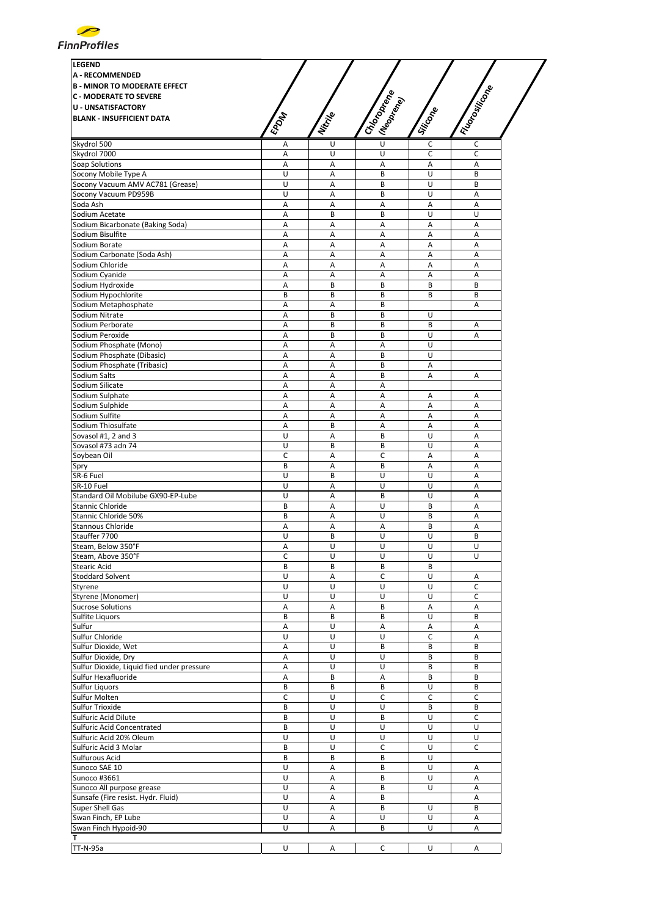| LEGEND<br>**A - RECOMMENDED**<br>**B - MINOR TO MODERATE EFFECT**<br>**C - MODERATE TO SEVERE**<br>**U - UNSATISFACTORY**<br>**BLANK - INSUFFICIENT DATA** | EPDM | Nitrile | Chloroprene (Neoprene) | Silicone | Fluorosilicone |
|---|---|---|---|---|---|
| Skydrol 500 | A | U | U | C | C |
| Skydrol 7000 | A | U | U | C | C |
| Soap Solutions | A | A | A | A | A |
| Socony Mobile Type A | U | A | B | U | B |
| Socony Vacuum AMV AC781 (Grease) | U | A | B | U | B |
| Socony Vacuum PD959B | U | A | B | U | A |
| Soda Ash | A | A | A | A | A |
| Sodium Acetate | A | B | B | U | U |
| Sodium Bicarbonate (Baking Soda) | A | A | A | A | A |
| Sodium Bisulfite | A | A | A | A | A |
| Sodium Borate | A | A | A | A | A |
| Sodium Carbonate (Soda Ash) | A | A | A | A | A |
| Sodium Chloride | A | A | A | A | A |
| Sodium Cyanide | A | A | A | A | A |
| Sodium Hydroxide | A | B | B | B | B |
| Sodium Hypochlorite | B | B | B | B | B |
| Sodium Metaphosphate | A | A | B |  | A |
| Sodium Nitrate | A | B | B | U |  |
| Sodium Perborate | A | B | B | B | A |
| Sodium Peroxide | A | B | B | U | A |
| Sodium Phosphate (Mono) | A | A | A | U |  |
| Sodium Phosphate (Dibasic) | A | A | B | U |  |
| Sodium Phosphate (Tribasic) | A | A | B | A |  |
| Sodium Salts | A | A | B | A | A |
| Sodium Silicate | A | A | A |  |  |
| Sodium Sulphate | A | A | A | A | A |
| Sodium Sulphide | A | A | A | A | A |
| Sodium Sulfite | A | A | A | A | A |
| Sodium Thiosulfate | A | B | A | A | A |
| Sovasol #1, 2 and 3 | U | A | B | U | A |
| Sovasol #73 adn 74 | U | B | B | U | A |
| Soybean Oil | C | A | C | A | A |
| Spry | B | A | B | A | A |
| SR-6 Fuel | U | B | U | U | A |
| SR-10 Fuel | U | A | U | U | A |
| Standard Oil Mobilube GX90-EP-Lube | U | A | B | U | A |
| Stannic Chloride | B | A | U | B | A |
| Stannic Chloride 50% | B | A | U | B | A |
| Stannous Chloride | A | A | A | B | A |
| Stauffer 7700 | U | B | U | U | B |
| Steam, Below 350°F | A | U | U | U | U |
| Steam, Above 350°F | C | U | U | U | U |
| Stearic Acid | B | B | B | B |  |
| Stoddard Solvent | U | A | C | U | A |
| Styrene | U | U | U | U | C |
| Styrene (Monomer) | U | U | U | U | C |
| Sucrose Solutions | A | A | B | A | A |
| Sulfite Liquors | B | B | B | U | B |
| Sulfur | A | U | A | A | A |
| Sulfur Chloride | U | U | U | C | A |
| Sulfur Dioxide, Wet | A | U | B | B | B |
| Sulfur Dioxide, Dry | A | U | U | B | B |
| Sulfur Dioxide, Liquid fied under pressure | A | U | U | B | B |
| Sulfur Hexafluoride | A | B | A | B | B |
| Sulfur Liquors | B | B | B | U | B |
| Sulfur Molten | C | U | C | C | C |
| Sulfur Trioxide | B | U | U | B | B |
| Sulfuric Acid Dilute | B | U | B | U | C |
| Sulfuric Acid Concentrated | B | U | U | U | U |
| Sulfuric Acid 20% Oleum | U | U | U | U | U |
| Sulfuric Acid 3 Molar | B | U | C | U | C |
| Sulfurous Acid | B | B | B | U |  |
| Sunoco SAE 10 | U | A | B | U | A |
| Sunoco #3661 | U | A | B | U | A |
| Sunoco All purpose grease | U | A | B | U | A |
| Sunsafe (Fire resist. Hydr. Fluid) | U | A | B |  | A |
| Super Shell Gas | U | A | B | U | B |
| Swan Finch, EP Lube | U | A | U | U | A |
| Swan Finch Hypoid-90 | U | A | B | U | A |
| **T** |  |  |  |  |  |
| TT-N-95a | U | A | C | U | A |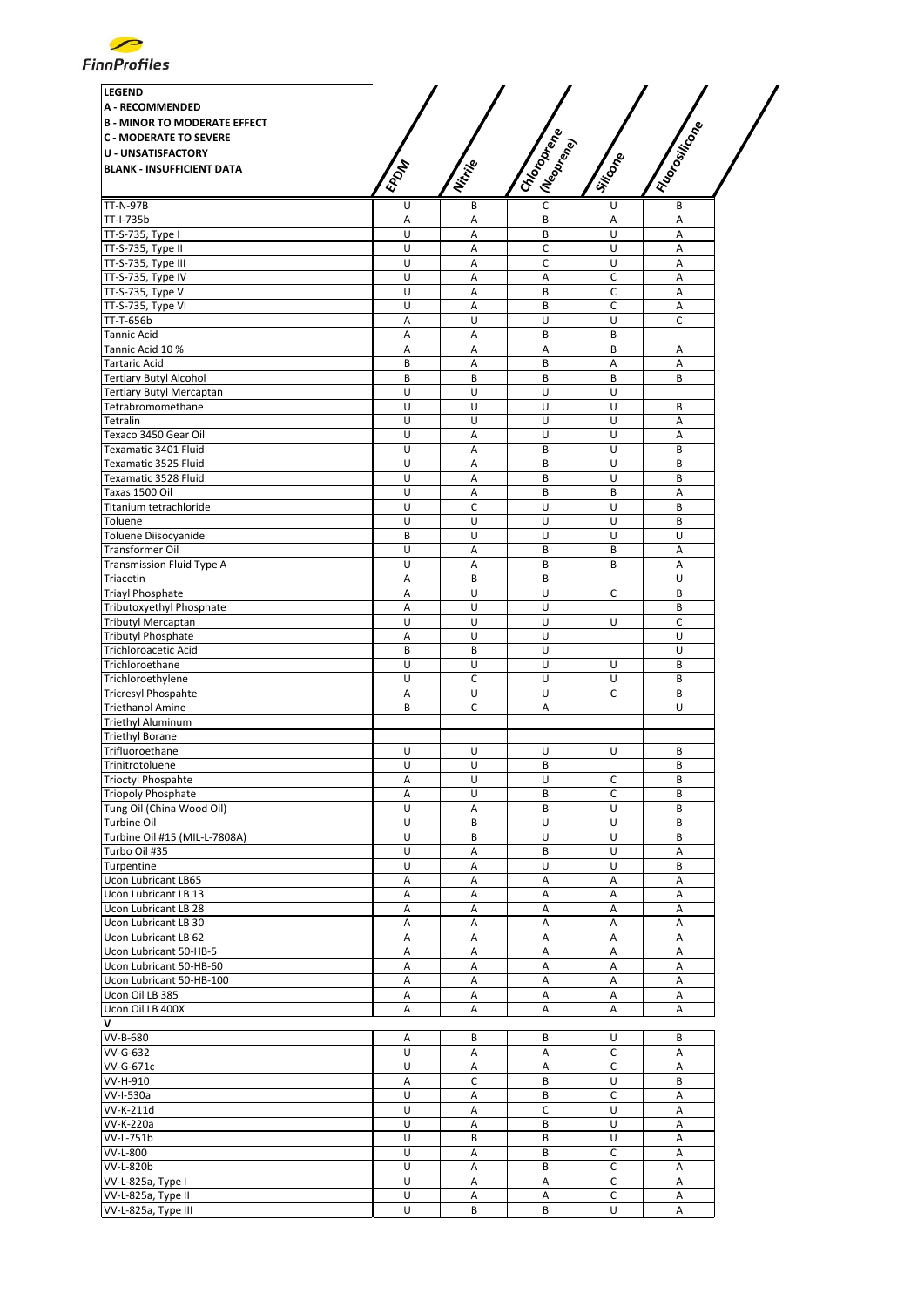**LEGEND**
**A - RECOMMENDED**
**B - MINOR TO MODERATE EFFECT**
**C - MODERATE TO SEVERE**
**U - UNSATISFACTORY**
**BLANK - INSUFFICIENT DATA**

| | EPDM | Nitrile | Chloroprene (Neoprene) | Silicone | Fluorosilicone |
|---|---|---|---|---|---|
| TT-N-97B | U | B | C | U | B |
| TT-I-735b | A | A | B | A | A |
| TT-S-735, Type I | U | A | B | U | A |
| TT-S-735, Type II | U | A | C | U | A |
| TT-S-735, Type III | U | A | C | U | A |
| TT-S-735, Type IV | U | A | A | C | A |
| TT-S-735, Type V | U | A | B | C | A |
| TT-S-735, Type VI | U | A | B | C | A |
| TT-T-656b | A | U | U | U | C |
| Tannic Acid | A | A | B | B | |
| Tannic Acid 10 % | A | A | A | B | A |
| Tartaric Acid | B | A | B | A | A |
| Tertiary Butyl Alcohol | B | B | B | B | B |
| Tertiary Butyl Mercaptan | U | U | U | U | |
| Tetrabromomethane | U | U | U | U | B |
| Tetralin | U | U | U | U | A |
| Texaco 3450 Gear Oil | U | A | U | U | A |
| Texamatic 3401 Fluid | U | A | B | U | B |
| Texamatic 3525 Fluid | U | A | B | U | B |
| Texamatic 3528 Fluid | U | A | B | U | B |
| Taxas 1500 Oil | U | A | B | B | A |
| Titanium tetrachloride | U | C | U | U | B |
| Toluene | U | U | U | U | B |
| Toluene Diisocyanide | B | U | U | U | U |
| Transformer Oil | U | A | B | B | A |
| Transmission Fluid Type A | U | A | B | B | A |
| Triacetin | A | B | B | | U |
| Triayl Phosphate | A | U | U | C | B |
| Tributoxyethyl Phosphate | A | U | U | | B |
| Tributyl Mercaptan | U | U | U | U | C |
| Tributyl Phosphate | A | U | U | | U |
| Trichloroacetic Acid | B | B | U | | U |
| Trichloroethane | U | U | U | U | B |
| Trichloroethylene | U | C | U | U | B |
| Tricresyl Phospahte | A | U | U | C | B |
| Triethanol Amine | B | C | A | | U |
| Triethyl Aluminum | | | | | |
| Triethyl Borane | | | | | |
| Trifluoroethane | U | U | U | U | B |
| Trinitrotoluene | U | U | B | | B |
| Trioctyl Phospahte | A | U | U | C | B |
| Triopoly Phosphate | A | U | B | C | B |
| Tung Oil (China Wood Oil) | U | A | B | U | B |
| Turbine Oil | U | B | U | U | B |
| Turbine Oil #15 (MIL-L-7808A) | U | B | U | U | B |
| Turbo Oil #35 | U | A | B | U | A |
| Turpentine | U | A | U | U | B |
| Ucon Lubricant LB65 | A | A | A | A | A |
| Ucon Lubricant LB 13 | A | A | A | A | A |
| Ucon Lubricant LB 28 | A | A | A | A | A |
| Ucon Lubricant LB 30 | A | A | A | A | A |
| Ucon Lubricant LB 62 | A | A | A | A | A |
| Ucon Lubricant 50-HB-5 | A | A | A | A | A |
| Ucon Lubricant 50-HB-60 | A | A | A | A | A |
| Ucon Lubricant 50-HB-100 | A | A | A | A | A |
| Ucon Oil LB 385 | A | A | A | A | A |
| Ucon Oil LB 400X | A | A | A | A | A |
| **V** | | | | | |
| VV-B-680 | A | B | B | U | B |
| VV-G-632 | U | A | A | C | A |
| VV-G-671c | U | A | A | C | A |
| VV-H-910 | A | C | B | U | B |
| VV-I-530a | U | A | B | C | A |
| VV-K-211d | U | A | C | U | A |
| VV-K-220a | U | A | B | U | A |
| VV-L-751b | U | B | B | U | A |
| VV-L-800 | U | A | B | C | A |
| VV-L-820b | U | A | B | C | A |
| VV-L-825a, Type I | U | A | A | C | A |
| VV-L-825a, Type II | U | A | A | C | A |
| VV-L-825a, Type III | U | B | B | U | A |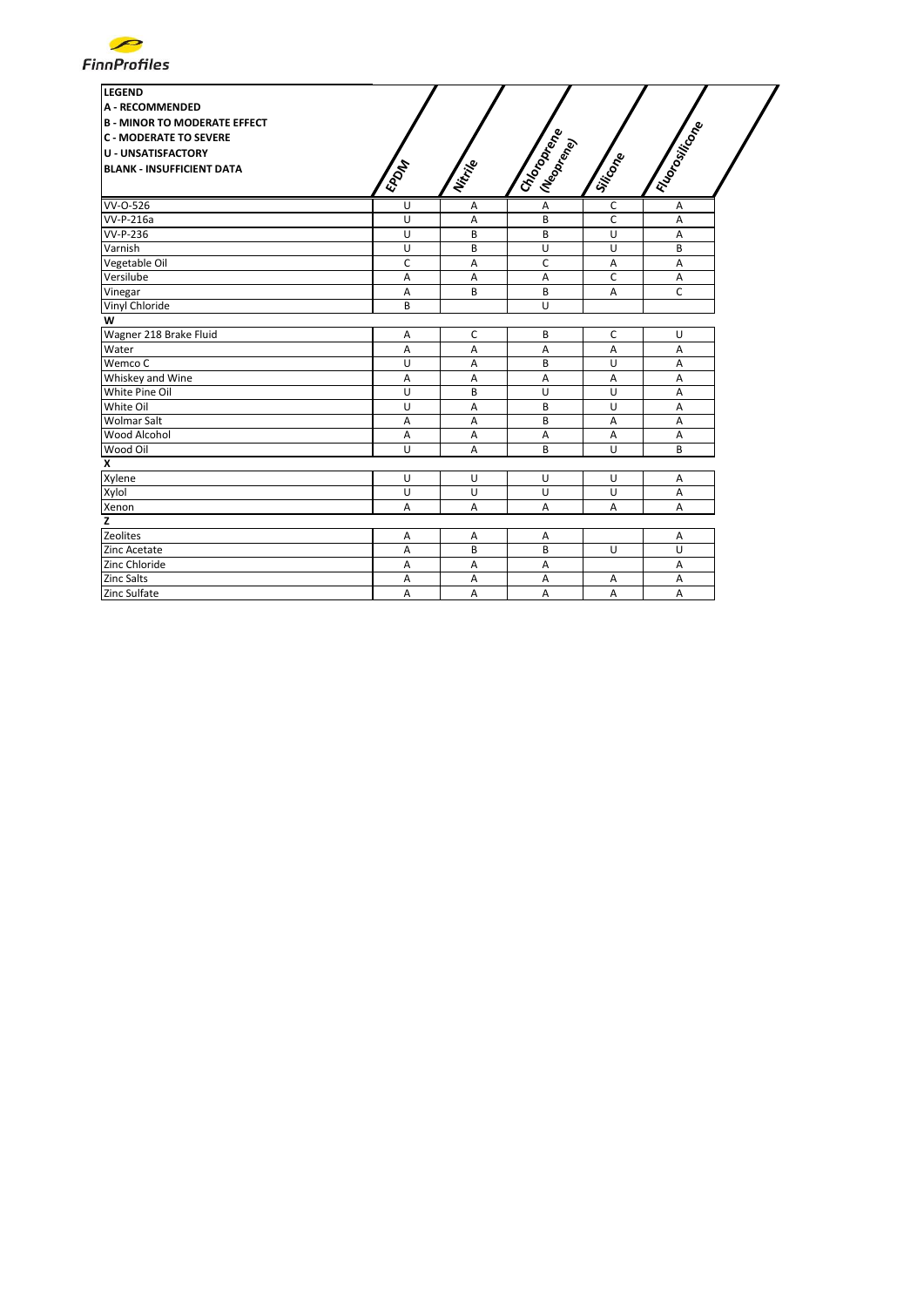| LEGEND<br>**A - RECOMMENDED**<br>**B - MINOR TO MODERATE EFFECT**<br>**C - MODERATE TO SEVERE**<br>**U - UNSATISFACTORY**<br>**BLANK - INSUFFICIENT DATA** | EPDM | Nitrile | Chloroprene (Neoprene) | Silicone | Fluorosilicone |
|---|---|---|---|---|---|
| VV-O-526 | U | A | A | C | A |
| VV-P-216a | U | A | B | C | A |
| VV-P-236 | U | B | B | U | A |
| Varnish | U | B | U | U | B |
| Vegetable Oil | C | A | C | A | A |
| Versilube | A | A | A | C | A |
| Vinegar | A | B | B | A | C |
| Vinyl Chloride | B | | U | | |
| **W** | | | | | |
| Wagner 218 Brake Fluid | A | C | B | C | U |
| Water | A | A | A | A | A |
| Wemco C | U | A | B | U | A |
| Whiskey and Wine | A | A | A | A | A |
| White Pine Oil | U | B | U | U | A |
| White Oil | U | A | B | U | A |
| Wolmar Salt | A | A | B | A | A |
| Wood Alcohol | A | A | A | A | A |
| Wood Oil | U | A | B | U | B |
| **X** | | | | | |
| Xylene | U | U | U | U | A |
| Xylol | U | U | U | U | A |
| Xenon | A | A | A | A | A |
| **Z** | | | | | |
| Zeolites | A | A | A | | A |
| Zinc Acetate | A | B | B | U | U |
| Zinc Chloride | A | A | A | | A |
| Zinc Salts | A | A | A | A | A |
| Zinc Sulfate | A | A | A | A | A |